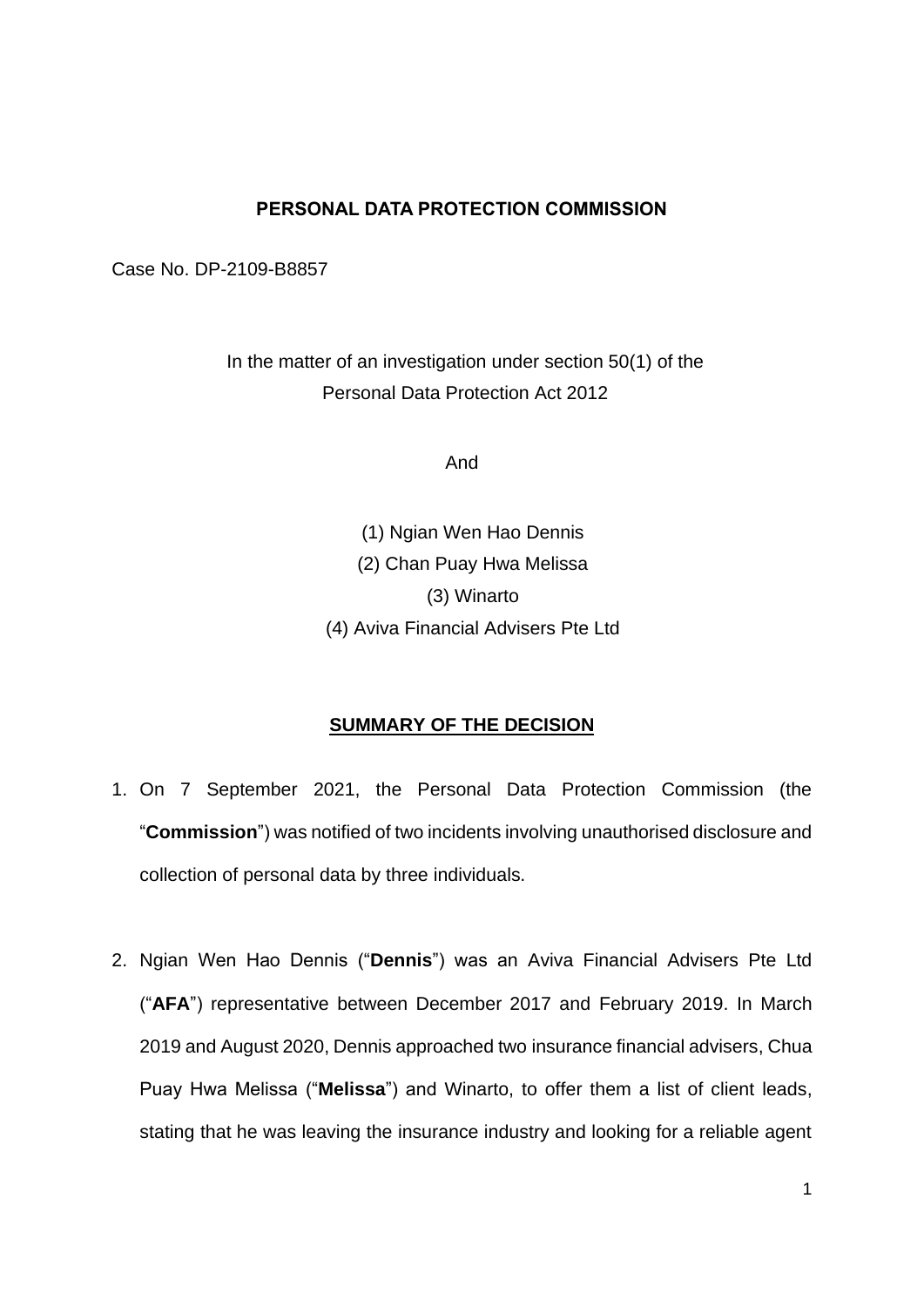**PERSONAL DATA PROTECTION COMMISSION**

Case No. DP-2109-B8857

In the matter of an investigation under section 50(1) of the Personal Data Protection Act 2012

And

(1) Ngian Wen Hao Dennis
(2) Chan Puay Hwa Melissa
(3) Winarto
(4) Aviva Financial Advisers Pte Ltd

## SUMMARY OF THE DECISION

1. On 7 September 2021, the Personal Data Protection Commission (the "**Commission**") was notified of two incidents involving unauthorised disclosure and collection of personal data by three individuals.

2. Ngian Wen Hao Dennis ("**Dennis**") was an Aviva Financial Advisers Pte Ltd ("**AFA**") representative between December 2017 and February 2019. In March 2019 and August 2020, Dennis approached two insurance financial advisers, Chua Puay Hwa Melissa ("**Melissa**") and Winarto, to offer them a list of client leads, stating that he was leaving the insurance industry and looking for a reliable agent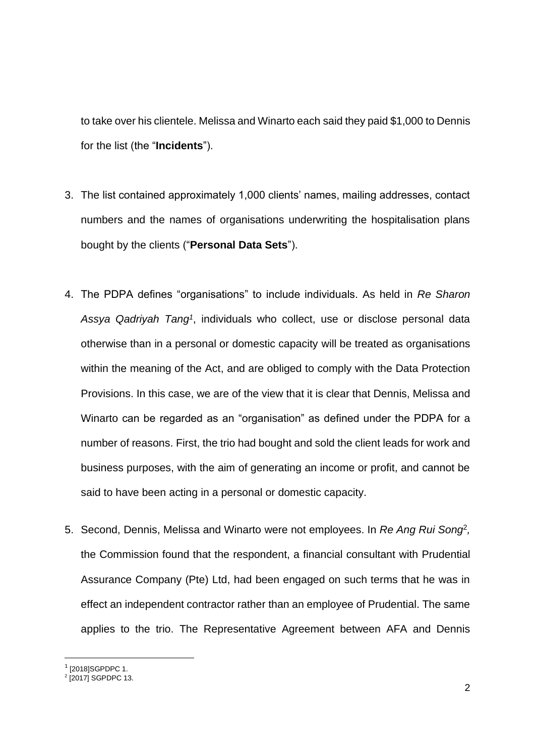to take over his clientele. Melissa and Winarto each said they paid $1,000 to Dennis for the list (the "**Incidents**").

3. The list contained approximately 1,000 clients' names, mailing addresses, contact numbers and the names of organisations underwriting the hospitalisation plans bought by the clients ("**Personal Data Sets**").

4. The PDPA defines "organisations" to include individuals. As held in *Re Sharon Assya Qadriyah Tang*[1], individuals who collect, use or disclose personal data otherwise than in a personal or domestic capacity will be treated as organisations within the meaning of the Act, and are obliged to comply with the Data Protection Provisions. In this case, we are of the view that it is clear that Dennis, Melissa and Winarto can be regarded as an "organisation" as defined under the PDPA for a number of reasons. First, the trio had bought and sold the client leads for work and business purposes, with the aim of generating an income or profit, and cannot be said to have been acting in a personal or domestic capacity.

5. Second, Dennis, Melissa and Winarto were not employees. In *Re Ang Rui Song*[2], the Commission found that the respondent, a financial consultant with Prudential Assurance Company (Pte) Ltd, had been engaged on such terms that he was in effect an independent contractor rather than an employee of Prudential. The same applies to the trio. The Representative Agreement between AFA and Dennis

---

[1] [2018]SGPDPC 1.

[2] [2017] SGPDPC 13.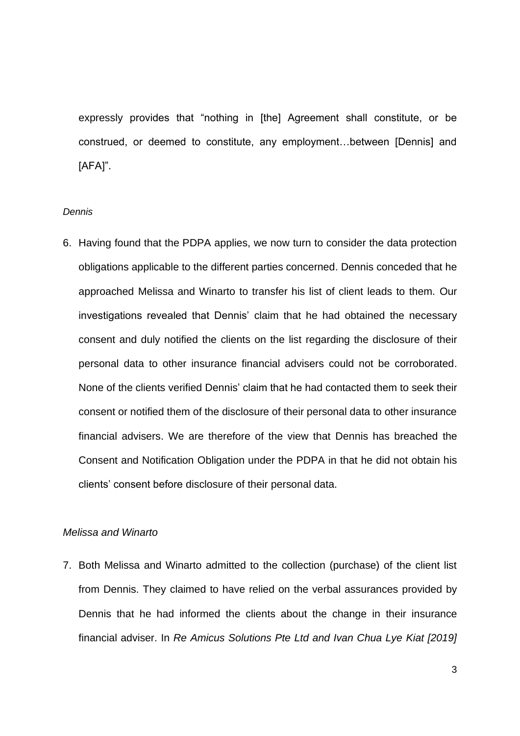expressly provides that "nothing in [the] Agreement shall constitute, or be construed, or deemed to constitute, any employment…between [Dennis] and [AFA]".

*Dennis*

6. Having found that the PDPA applies, we now turn to consider the data protection obligations applicable to the different parties concerned. Dennis conceded that he approached Melissa and Winarto to transfer his list of client leads to them. Our investigations revealed that Dennis' claim that he had obtained the necessary consent and duly notified the clients on the list regarding the disclosure of their personal data to other insurance financial advisers could not be corroborated. None of the clients verified Dennis' claim that he had contacted them to seek their consent or notified them of the disclosure of their personal data to other insurance financial advisers. We are therefore of the view that Dennis has breached the Consent and Notification Obligation under the PDPA in that he did not obtain his clients' consent before disclosure of their personal data.

*Melissa and Winarto*

7. Both Melissa and Winarto admitted to the collection (purchase) of the client list from Dennis. They claimed to have relied on the verbal assurances provided by Dennis that he had informed the clients about the change in their insurance financial adviser. In *Re Amicus Solutions Pte Ltd and Ivan Chua Lye Kiat [2019]*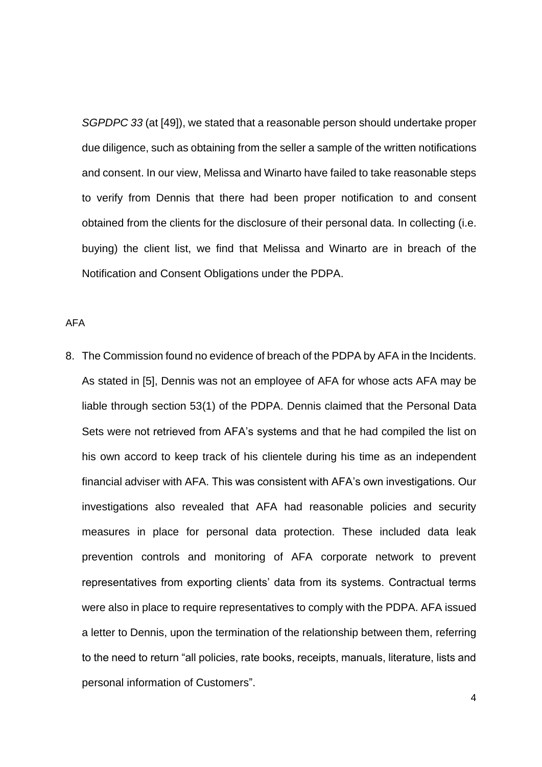*SGPDPC 33* (at [49]), we stated that a reasonable person should undertake proper due diligence, such as obtaining from the seller a sample of the written notifications and consent. In our view, Melissa and Winarto have failed to take reasonable steps to verify from Dennis that there had been proper notification to and consent obtained from the clients for the disclosure of their personal data. In collecting (i.e. buying) the client list, we find that Melissa and Winarto are in breach of the Notification and Consent Obligations under the PDPA.

AFA

8. The Commission found no evidence of breach of the PDPA by AFA in the Incidents. As stated in [5], Dennis was not an employee of AFA for whose acts AFA may be liable through section 53(1) of the PDPA. Dennis claimed that the Personal Data Sets were not retrieved from AFA's systems and that he had compiled the list on his own accord to keep track of his clientele during his time as an independent financial adviser with AFA. This was consistent with AFA's own investigations. Our investigations also revealed that AFA had reasonable policies and security measures in place for personal data protection. These included data leak prevention controls and monitoring of AFA corporate network to prevent representatives from exporting clients' data from its systems. Contractual terms were also in place to require representatives to comply with the PDPA. AFA issued a letter to Dennis, upon the termination of the relationship between them, referring to the need to return "all policies, rate books, receipts, manuals, literature, lists and personal information of Customers".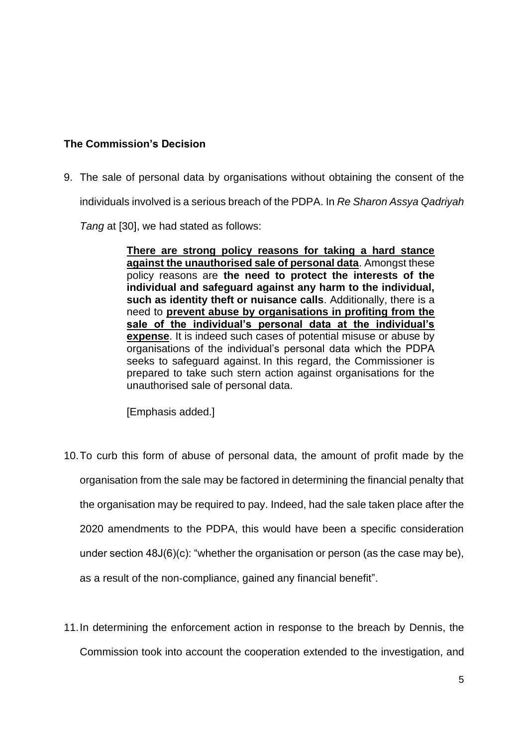## The Commission's Decision

9. The sale of personal data by organisations without obtaining the consent of the individuals involved is a serious breach of the PDPA. In *Re Sharon Assya Qadriyah Tang* at [30], we had stated as follows:

> <u>**There are strong policy reasons for taking a hard stance against the unauthorised sale of personal data**</u>. Amongst these policy reasons are **the need to protect the interests of the individual and safeguard against any harm to the individual, such as identity theft or nuisance calls**. Additionally, there is a need to <u>**prevent abuse by organisations in profiting from the sale of the individual's personal data at the individual's expense**</u>. It is indeed such cases of potential misuse or abuse by organisations of the individual's personal data which the PDPA seeks to safeguard against. In this regard, the Commissioner is prepared to take such stern action against organisations for the unauthorised sale of personal data.
>
> [Emphasis added.]

10. To curb this form of abuse of personal data, the amount of profit made by the organisation from the sale may be factored in determining the financial penalty that the organisation may be required to pay. Indeed, had the sale taken place after the 2020 amendments to the PDPA, this would have been a specific consideration under section 48J(6)(c): "whether the organisation or person (as the case may be), as a result of the non-compliance, gained any financial benefit".

11. In determining the enforcement action in response to the breach by Dennis, the Commission took into account the cooperation extended to the investigation, and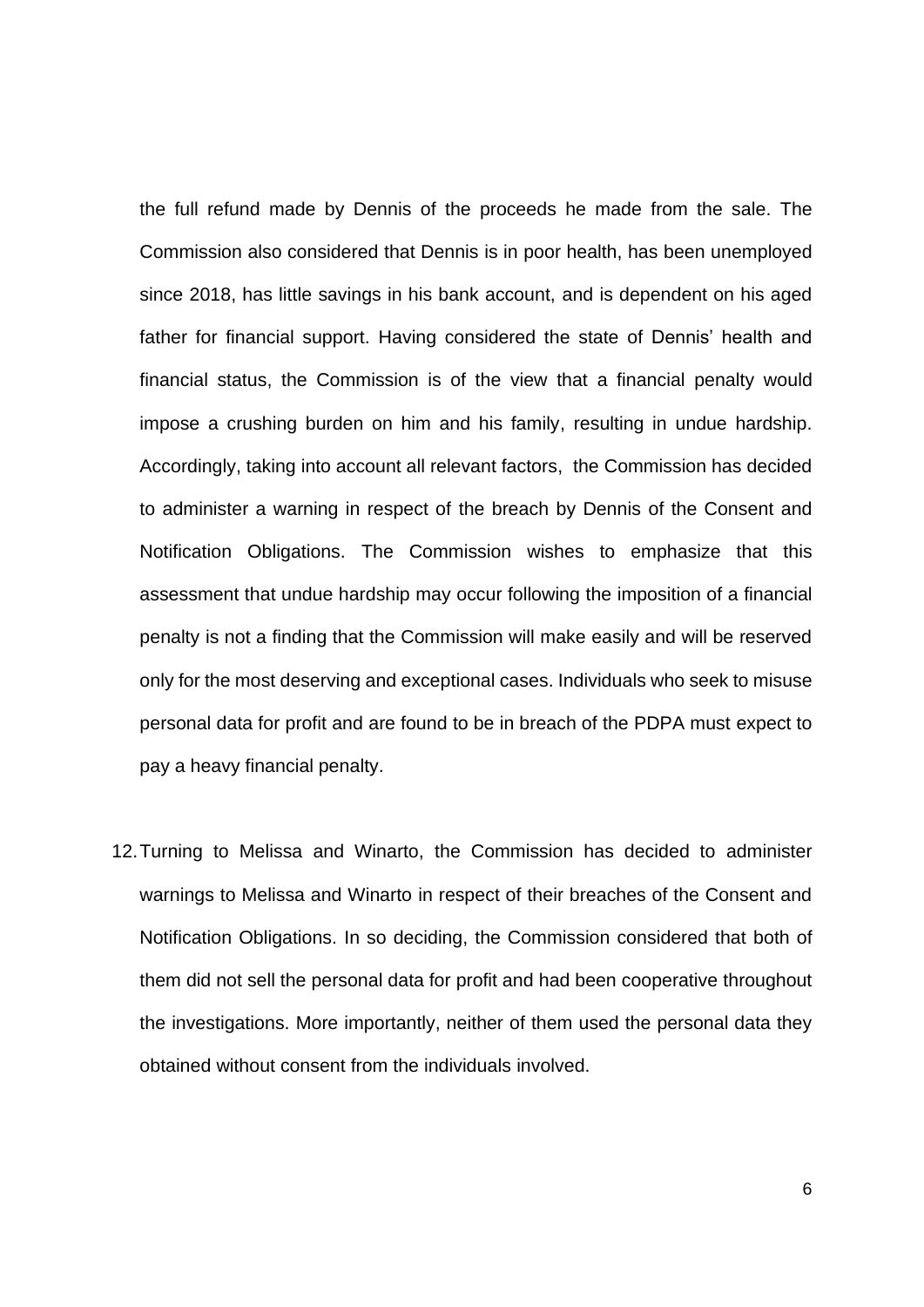the full refund made by Dennis of the proceeds he made from the sale. The Commission also considered that Dennis is in poor health, has been unemployed since 2018, has little savings in his bank account, and is dependent on his aged father for financial support. Having considered the state of Dennis' health and financial status, the Commission is of the view that a financial penalty would impose a crushing burden on him and his family, resulting in undue hardship. Accordingly, taking into account all relevant factors, the Commission has decided to administer a warning in respect of the breach by Dennis of the Consent and Notification Obligations. The Commission wishes to emphasize that this assessment that undue hardship may occur following the imposition of a financial penalty is not a finding that the Commission will make easily and will be reserved only for the most deserving and exceptional cases. Individuals who seek to misuse personal data for profit and are found to be in breach of the PDPA must expect to pay a heavy financial penalty.

12. Turning to Melissa and Winarto, the Commission has decided to administer warnings to Melissa and Winarto in respect of their breaches of the Consent and Notification Obligations. In so deciding, the Commission considered that both of them did not sell the personal data for profit and had been cooperative throughout the investigations. More importantly, neither of them used the personal data they obtained without consent from the individuals involved.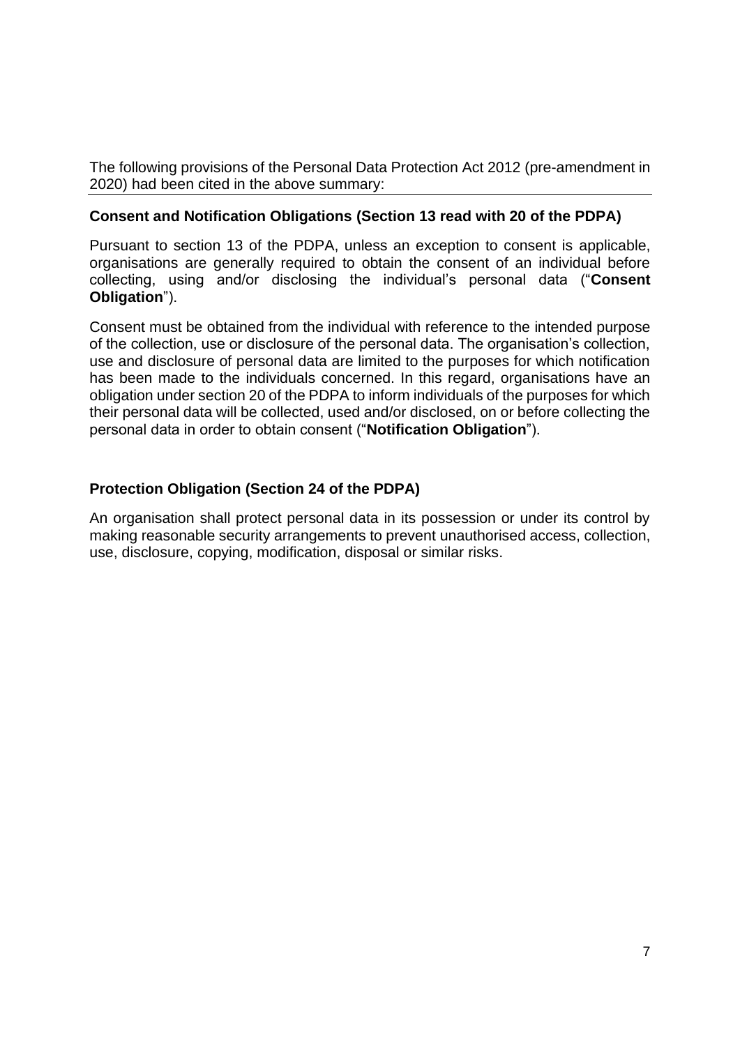The following provisions of the Personal Data Protection Act 2012 (pre-amendment in 2020) had been cited in the above summary:

---

**Consent and Notification Obligations (Section 13 read with 20 of the PDPA)**

Pursuant to section 13 of the PDPA, unless an exception to consent is applicable, organisations are generally required to obtain the consent of an individual before collecting, using and/or disclosing the individual's personal data ("**Consent Obligation**").

Consent must be obtained from the individual with reference to the intended purpose of the collection, use or disclosure of the personal data. The organisation's collection, use and disclosure of personal data are limited to the purposes for which notification has been made to the individuals concerned. In this regard, organisations have an obligation under section 20 of the PDPA to inform individuals of the purposes for which their personal data will be collected, used and/or disclosed, on or before collecting the personal data in order to obtain consent ("**Notification Obligation**").

**Protection Obligation (Section 24 of the PDPA)**

An organisation shall protect personal data in its possession or under its control by making reasonable security arrangements to prevent unauthorised access, collection, use, disclosure, copying, modification, disposal or similar risks.